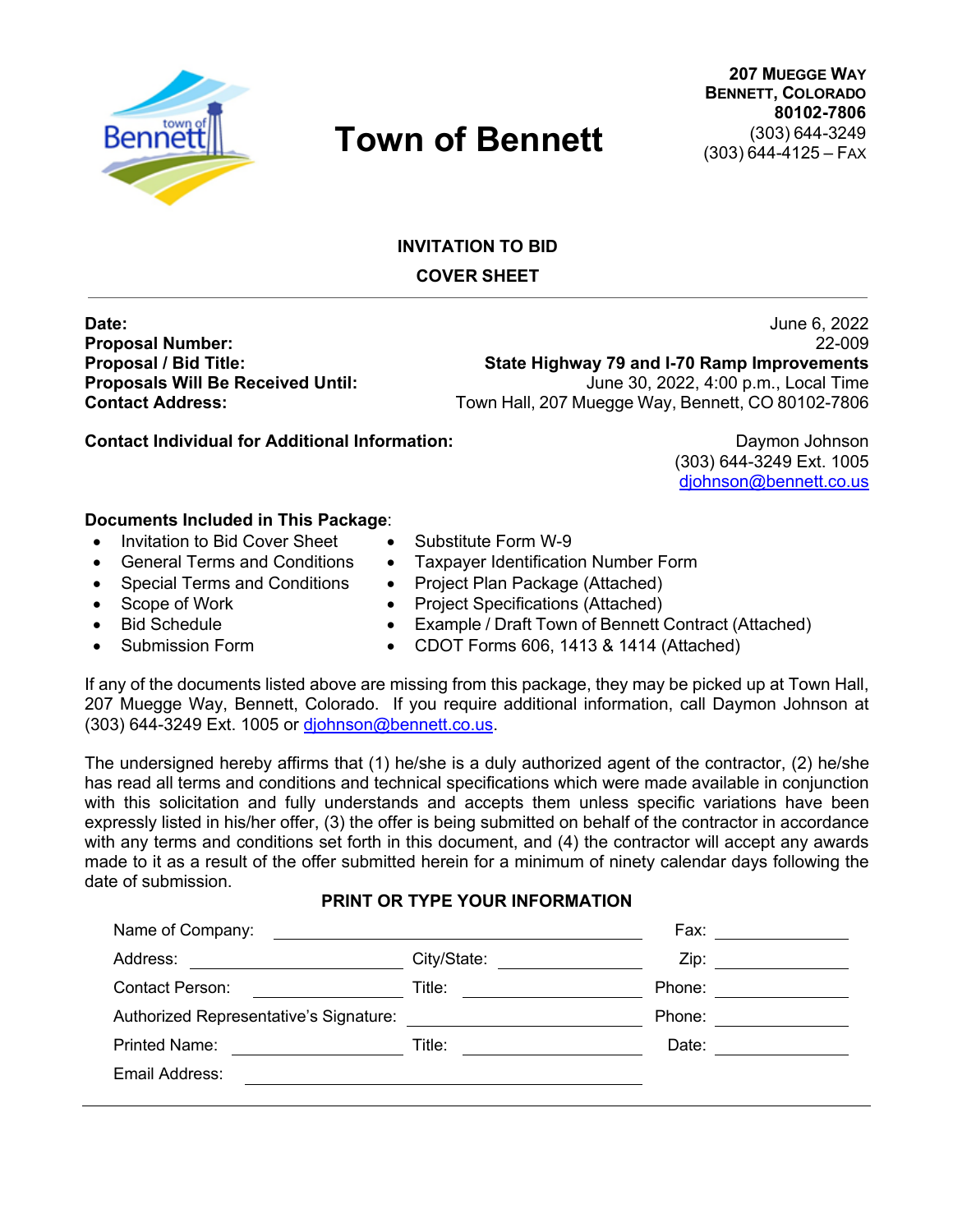# Town of Bennett

207 Muegge Way
Bennett, Colorado
80102-7806
(303) 644-3249
(303) 644-4125 – Fax

## INVITATION TO BID

## COVER SHEET

| | |
|---|---|
| **Date:** | June 6, 2022 |
| **Proposal Number:** | 22-009 |
| **Proposal / Bid Title:** | **State Highway 79 and I-70 Ramp Improvements** |
| **Proposals Will Be Received Until:** | June 30, 2022, 4:00 p.m., Local Time |
| **Contact Address:** | Town Hall, 207 Muegge Way, Bennett, CO 80102-7806 |

**Contact Individual for Additional Information:** Daymon Johnson
(303) 644-3249 Ext. 1005
djohnson@bennett.co.us

**Documents Included in This Package**:

- Invitation to Bid Cover Sheet
- General Terms and Conditions
- Special Terms and Conditions
- Scope of Work
- Bid Schedule
- Submission Form
- Substitute Form W-9
- Taxpayer Identification Number Form
- Project Plan Package (Attached)
- Project Specifications (Attached)
- Example / Draft Town of Bennett Contract (Attached)
- CDOT Forms 606, 1413 & 1414 (Attached)

If any of the documents listed above are missing from this package, they may be picked up at Town Hall, 207 Muegge Way, Bennett, Colorado. If you require additional information, call Daymon Johnson at (303) 644-3249 Ext. 1005 or djohnson@bennett.co.us.

The undersigned hereby affirms that (1) he/she is a duly authorized agent of the contractor, (2) he/she has read all terms and conditions and technical specifications which were made available in conjunction with this solicitation and fully understands and accepts them unless specific variations have been expressly listed in his/her offer, (3) the offer is being submitted on behalf of the contractor in accordance with any terms and conditions set forth in this document, and (4) the contractor will accept any awards made to it as a result of the offer submitted herein for a minimum of ninety calendar days following the date of submission.

**PRINT OR TYPE YOUR INFORMATION**

Name of Company: \_\_\_\_\_\_\_\_\_\_\_\_\_\_\_\_\_\_\_\_ Fax: \_\_\_\_\_\_\_\_\_\_

Address: \_\_\_\_\_\_\_\_\_\_\_\_ City/State: \_\_\_\_\_\_\_\_\_\_ Zip: \_\_\_\_\_\_\_\_\_\_

Contact Person: \_\_\_\_\_\_\_\_\_\_ Title: \_\_\_\_\_\_\_\_\_\_ Phone: \_\_\_\_\_\_\_\_\_\_

Authorized Representative's Signature: \_\_\_\_\_\_\_\_\_\_\_\_ Phone: \_\_\_\_\_\_\_\_\_\_

Printed Name: \_\_\_\_\_\_\_\_\_\_ Title: \_\_\_\_\_\_\_\_\_\_ Date: \_\_\_\_\_\_\_\_\_\_

Email Address: \_\_\_\_\_\_\_\_\_\_\_\_\_\_\_\_\_\_\_\_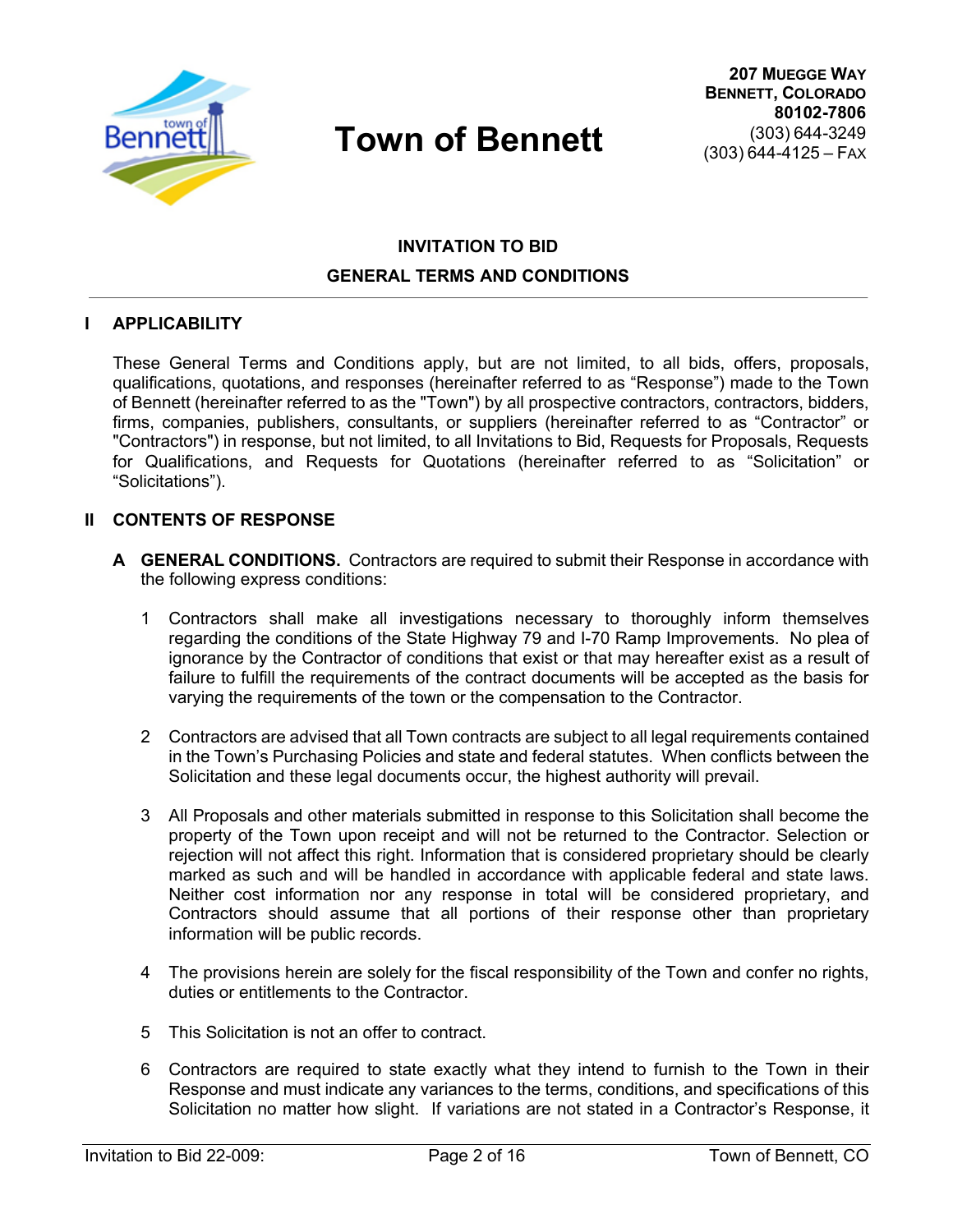# Town of Bennett

**207 Muegge Way**
**Bennett, Colorado**
**80102-7806**
(303) 644-3249
(303) 644-4125 – Fax

## INVITATION TO BID
## GENERAL TERMS AND CONDITIONS

---

### I APPLICABILITY

These General Terms and Conditions apply, but are not limited, to all bids, offers, proposals, qualifications, quotations, and responses (hereinafter referred to as "Response") made to the Town of Bennett (hereinafter referred to as the "Town") by all prospective contractors, contractors, bidders, firms, companies, publishers, consultants, or suppliers (hereinafter referred to as "Contractor" or "Contractors") in response, but not limited, to all Invitations to Bid, Requests for Proposals, Requests for Qualifications, and Requests for Quotations (hereinafter referred to as "Solicitation" or "Solicitations").

### II CONTENTS OF RESPONSE

**A GENERAL CONDITIONS.** Contractors are required to submit their Response in accordance with the following express conditions:

1. Contractors shall make all investigations necessary to thoroughly inform themselves regarding the conditions of the State Highway 79 and I-70 Ramp Improvements. No plea of ignorance by the Contractor of conditions that exist or that may hereafter exist as a result of failure to fulfill the requirements of the contract documents will be accepted as the basis for varying the requirements of the town or the compensation to the Contractor.

2. Contractors are advised that all Town contracts are subject to all legal requirements contained in the Town's Purchasing Policies and state and federal statutes. When conflicts between the Solicitation and these legal documents occur, the highest authority will prevail.

3. All Proposals and other materials submitted in response to this Solicitation shall become the property of the Town upon receipt and will not be returned to the Contractor. Selection or rejection will not affect this right. Information that is considered proprietary should be clearly marked as such and will be handled in accordance with applicable federal and state laws. Neither cost information nor any response in total will be considered proprietary, and Contractors should assume that all portions of their response other than proprietary information will be public records.

4. The provisions herein are solely for the fiscal responsibility of the Town and confer no rights, duties or entitlements to the Contractor.

5. This Solicitation is not an offer to contract.

6. Contractors are required to state exactly what they intend to furnish to the Town in their Response and must indicate any variances to the terms, conditions, and specifications of this Solicitation no matter how slight. If variations are not stated in a Contractor's Response, it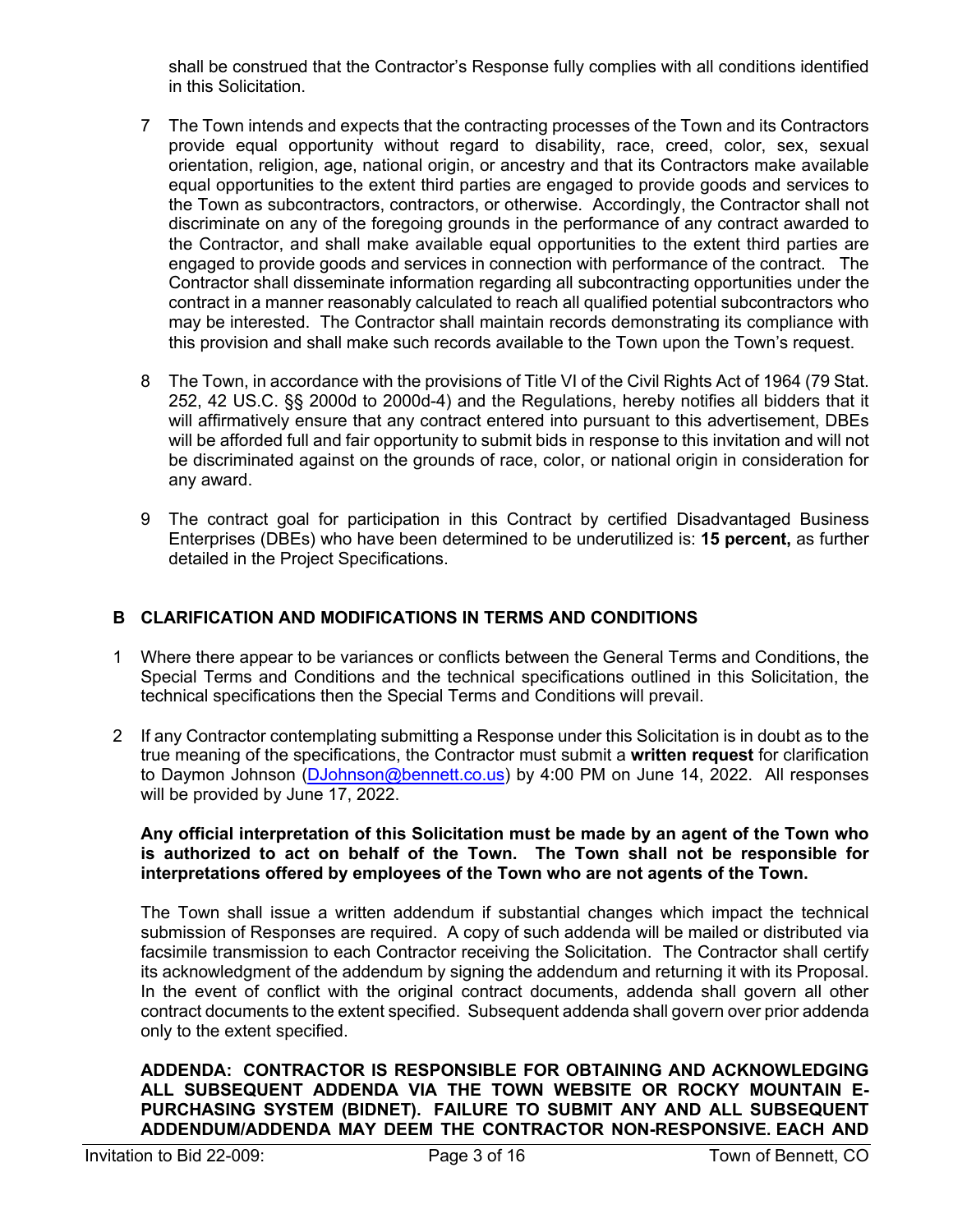shall be construed that the Contractor's Response fully complies with all conditions identified in this Solicitation.

7 The Town intends and expects that the contracting processes of the Town and its Contractors provide equal opportunity without regard to disability, race, creed, color, sex, sexual orientation, religion, age, national origin, or ancestry and that its Contractors make available equal opportunities to the extent third parties are engaged to provide goods and services to the Town as subcontractors, contractors, or otherwise. Accordingly, the Contractor shall not discriminate on any of the foregoing grounds in the performance of any contract awarded to the Contractor, and shall make available equal opportunities to the extent third parties are engaged to provide goods and services in connection with performance of the contract. The Contractor shall disseminate information regarding all subcontracting opportunities under the contract in a manner reasonably calculated to reach all qualified potential subcontractors who may be interested. The Contractor shall maintain records demonstrating its compliance with this provision and shall make such records available to the Town upon the Town's request.

8 The Town, in accordance with the provisions of Title VI of the Civil Rights Act of 1964 (79 Stat. 252, 42 US.C. §§ 2000d to 2000d-4) and the Regulations, hereby notifies all bidders that it will affirmatively ensure that any contract entered into pursuant to this advertisement, DBEs will be afforded full and fair opportunity to submit bids in response to this invitation and will not be discriminated against on the grounds of race, color, or national origin in consideration for any award.

9 The contract goal for participation in this Contract by certified Disadvantaged Business Enterprises (DBEs) who have been determined to be underutilized is: **15 percent,** as further detailed in the Project Specifications.

## B CLARIFICATION AND MODIFICATIONS IN TERMS AND CONDITIONS

1 Where there appear to be variances or conflicts between the General Terms and Conditions, the Special Terms and Conditions and the technical specifications outlined in this Solicitation, the technical specifications then the Special Terms and Conditions will prevail.

2 If any Contractor contemplating submitting a Response under this Solicitation is in doubt as to the true meaning of the specifications, the Contractor must submit a **written request** for clarification to Daymon Johnson (DJohnson@bennett.co.us) by 4:00 PM on June 14, 2022. All responses will be provided by June 17, 2022.

**Any official interpretation of this Solicitation must be made by an agent of the Town who is authorized to act on behalf of the Town. The Town shall not be responsible for interpretations offered by employees of the Town who are not agents of the Town.**

The Town shall issue a written addendum if substantial changes which impact the technical submission of Responses are required. A copy of such addenda will be mailed or distributed via facsimile transmission to each Contractor receiving the Solicitation. The Contractor shall certify its acknowledgment of the addendum by signing the addendum and returning it with its Proposal. In the event of conflict with the original contract documents, addenda shall govern all other contract documents to the extent specified. Subsequent addenda shall govern over prior addenda only to the extent specified.

**ADDENDA: CONTRACTOR IS RESPONSIBLE FOR OBTAINING AND ACKNOWLEDGING ALL SUBSEQUENT ADDENDA VIA THE TOWN WEBSITE OR ROCKY MOUNTAIN E-PURCHASING SYSTEM (BIDNET). FAILURE TO SUBMIT ANY AND ALL SUBSEQUENT ADDENDUM/ADDENDA MAY DEEM THE CONTRACTOR NON-RESPONSIVE. EACH AND**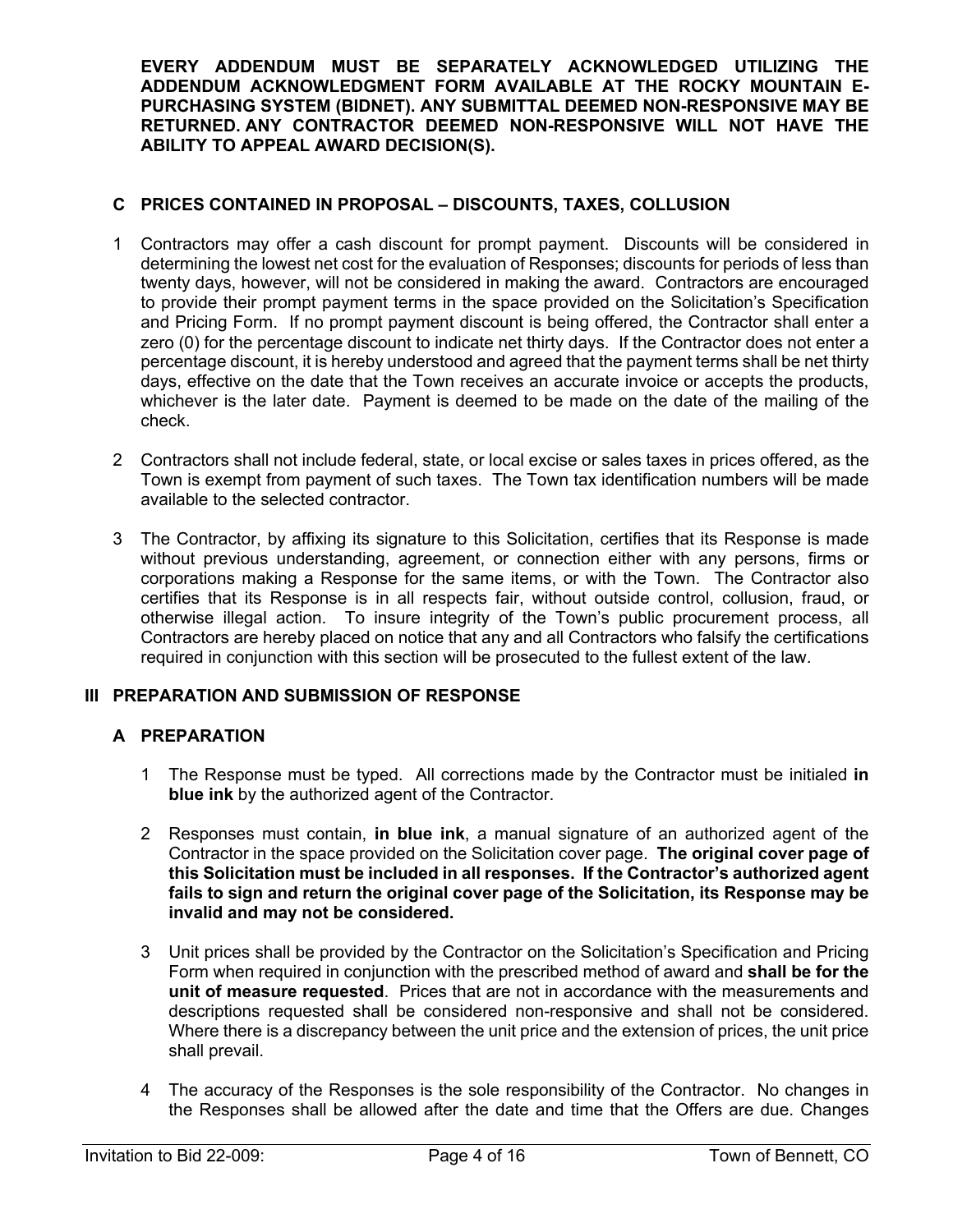**EVERY ADDENDUM MUST BE SEPARATELY ACKNOWLEDGED UTILIZING THE ADDENDUM ACKNOWLEDGMENT FORM AVAILABLE AT THE ROCKY MOUNTAIN E-PURCHASING SYSTEM (BIDNET). ANY SUBMITTAL DEEMED NON-RESPONSIVE MAY BE RETURNED. ANY CONTRACTOR DEEMED NON-RESPONSIVE WILL NOT HAVE THE ABILITY TO APPEAL AWARD DECISION(S).**

### C PRICES CONTAINED IN PROPOSAL – DISCOUNTS, TAXES, COLLUSION

1 Contractors may offer a cash discount for prompt payment. Discounts will be considered in determining the lowest net cost for the evaluation of Responses; discounts for periods of less than twenty days, however, will not be considered in making the award. Contractors are encouraged to provide their prompt payment terms in the space provided on the Solicitation's Specification and Pricing Form. If no prompt payment discount is being offered, the Contractor shall enter a zero (0) for the percentage discount to indicate net thirty days. If the Contractor does not enter a percentage discount, it is hereby understood and agreed that the payment terms shall be net thirty days, effective on the date that the Town receives an accurate invoice or accepts the products, whichever is the later date. Payment is deemed to be made on the date of the mailing of the check.

2 Contractors shall not include federal, state, or local excise or sales taxes in prices offered, as the Town is exempt from payment of such taxes. The Town tax identification numbers will be made available to the selected contractor.

3 The Contractor, by affixing its signature to this Solicitation, certifies that its Response is made without previous understanding, agreement, or connection either with any persons, firms or corporations making a Response for the same items, or with the Town. The Contractor also certifies that its Response is in all respects fair, without outside control, collusion, fraud, or otherwise illegal action. To insure integrity of the Town's public procurement process, all Contractors are hereby placed on notice that any and all Contractors who falsify the certifications required in conjunction with this section will be prosecuted to the fullest extent of the law.

## III PREPARATION AND SUBMISSION OF RESPONSE

### A PREPARATION

1 The Response must be typed. All corrections made by the Contractor must be initialed **in blue ink** by the authorized agent of the Contractor.

2 Responses must contain, **in blue ink**, a manual signature of an authorized agent of the Contractor in the space provided on the Solicitation cover page. **The original cover page of this Solicitation must be included in all responses. If the Contractor's authorized agent fails to sign and return the original cover page of the Solicitation, its Response may be invalid and may not be considered.**

3 Unit prices shall be provided by the Contractor on the Solicitation's Specification and Pricing Form when required in conjunction with the prescribed method of award and **shall be for the unit of measure requested**. Prices that are not in accordance with the measurements and descriptions requested shall be considered non-responsive and shall not be considered. Where there is a discrepancy between the unit price and the extension of prices, the unit price shall prevail.

4 The accuracy of the Responses is the sole responsibility of the Contractor. No changes in the Responses shall be allowed after the date and time that the Offers are due. Changes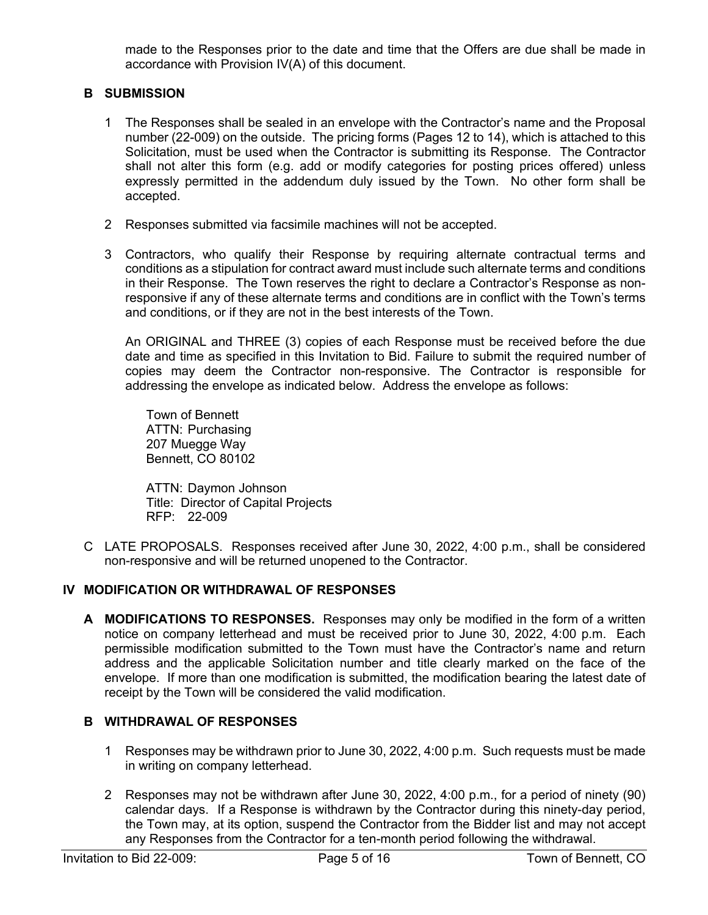made to the Responses prior to the date and time that the Offers are due shall be made in accordance with Provision IV(A) of this document.

### B SUBMISSION

1 The Responses shall be sealed in an envelope with the Contractor's name and the Proposal number (22-009) on the outside. The pricing forms (Pages 12 to 14), which is attached to this Solicitation, must be used when the Contractor is submitting its Response. The Contractor shall not alter this form (e.g. add or modify categories for posting prices offered) unless expressly permitted in the addendum duly issued by the Town. No other form shall be accepted.

2 Responses submitted via facsimile machines will not be accepted.

3 Contractors, who qualify their Response by requiring alternate contractual terms and conditions as a stipulation for contract award must include such alternate terms and conditions in their Response. The Town reserves the right to declare a Contractor's Response as non-responsive if any of these alternate terms and conditions are in conflict with the Town's terms and conditions, or if they are not in the best interests of the Town.

An ORIGINAL and THREE (3) copies of each Response must be received before the due date and time as specified in this Invitation to Bid. Failure to submit the required number of copies may deem the Contractor non-responsive. The Contractor is responsible for addressing the envelope as indicated below. Address the envelope as follows:

Town of Bennett
ATTN: Purchasing
207 Muegge Way
Bennett, CO 80102

ATTN: Daymon Johnson
Title: Director of Capital Projects
RFP: 22-009

C LATE PROPOSALS. Responses received after June 30, 2022, 4:00 p.m., shall be considered non-responsive and will be returned unopened to the Contractor.

## IV MODIFICATION OR WITHDRAWAL OF RESPONSES

**A MODIFICATIONS TO RESPONSES.** Responses may only be modified in the form of a written notice on company letterhead and must be received prior to June 30, 2022, 4:00 p.m. Each permissible modification submitted to the Town must have the Contractor's name and return address and the applicable Solicitation number and title clearly marked on the face of the envelope. If more than one modification is submitted, the modification bearing the latest date of receipt by the Town will be considered the valid modification.

### B WITHDRAWAL OF RESPONSES

1 Responses may be withdrawn prior to June 30, 2022, 4:00 p.m. Such requests must be made in writing on company letterhead.

2 Responses may not be withdrawn after June 30, 2022, 4:00 p.m., for a period of ninety (90) calendar days. If a Response is withdrawn by the Contractor during this ninety-day period, the Town may, at its option, suspend the Contractor from the Bidder list and may not accept any Responses from the Contractor for a ten-month period following the withdrawal.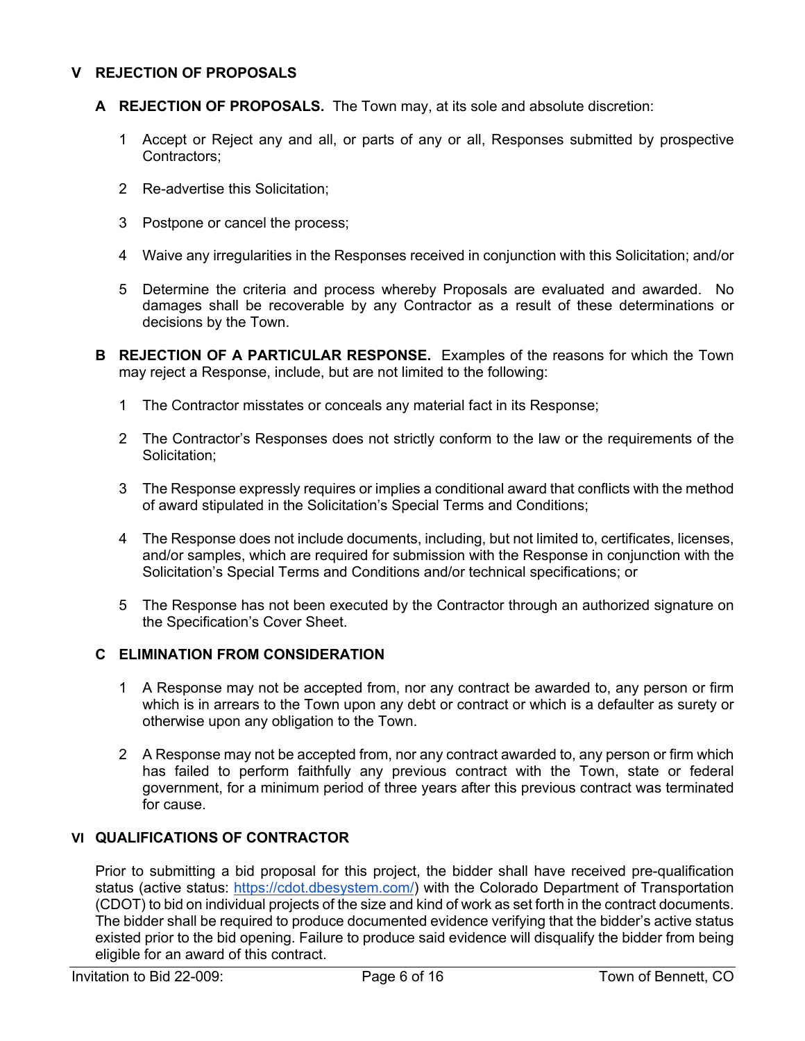## V REJECTION OF PROPOSALS

**A REJECTION OF PROPOSALS.** The Town may, at its sole and absolute discretion:

1. Accept or Reject any and all, or parts of any or all, Responses submitted by prospective Contractors;
2. Re-advertise this Solicitation;
3. Postpone or cancel the process;
4. Waive any irregularities in the Responses received in conjunction with this Solicitation; and/or
5. Determine the criteria and process whereby Proposals are evaluated and awarded. No damages shall be recoverable by any Contractor as a result of these determinations or decisions by the Town.

**B REJECTION OF A PARTICULAR RESPONSE.** Examples of the reasons for which the Town may reject a Response, include, but are not limited to the following:

1. The Contractor misstates or conceals any material fact in its Response;
2. The Contractor's Responses does not strictly conform to the law or the requirements of the Solicitation;
3. The Response expressly requires or implies a conditional award that conflicts with the method of award stipulated in the Solicitation's Special Terms and Conditions;
4. The Response does not include documents, including, but not limited to, certificates, licenses, and/or samples, which are required for submission with the Response in conjunction with the Solicitation's Special Terms and Conditions and/or technical specifications; or
5. The Response has not been executed by the Contractor through an authorized signature on the Specification's Cover Sheet.

**C ELIMINATION FROM CONSIDERATION**

1. A Response may not be accepted from, nor any contract be awarded to, any person or firm which is in arrears to the Town upon any debt or contract or which is a defaulter as surety or otherwise upon any obligation to the Town.
2. A Response may not be accepted from, nor any contract awarded to, any person or firm which has failed to perform faithfully any previous contract with the Town, state or federal government, for a minimum period of three years after this previous contract was terminated for cause.

## VI QUALIFICATIONS OF CONTRACTOR

Prior to submitting a bid proposal for this project, the bidder shall have received pre-qualification status (active status: [https://cdot.dbesystem.com/](https://cdot.dbesystem.com/)) with the Colorado Department of Transportation (CDOT) to bid on individual projects of the size and kind of work as set forth in the contract documents. The bidder shall be required to produce documented evidence verifying that the bidder's active status existed prior to the bid opening. Failure to produce said evidence will disqualify the bidder from being eligible for an award of this contract.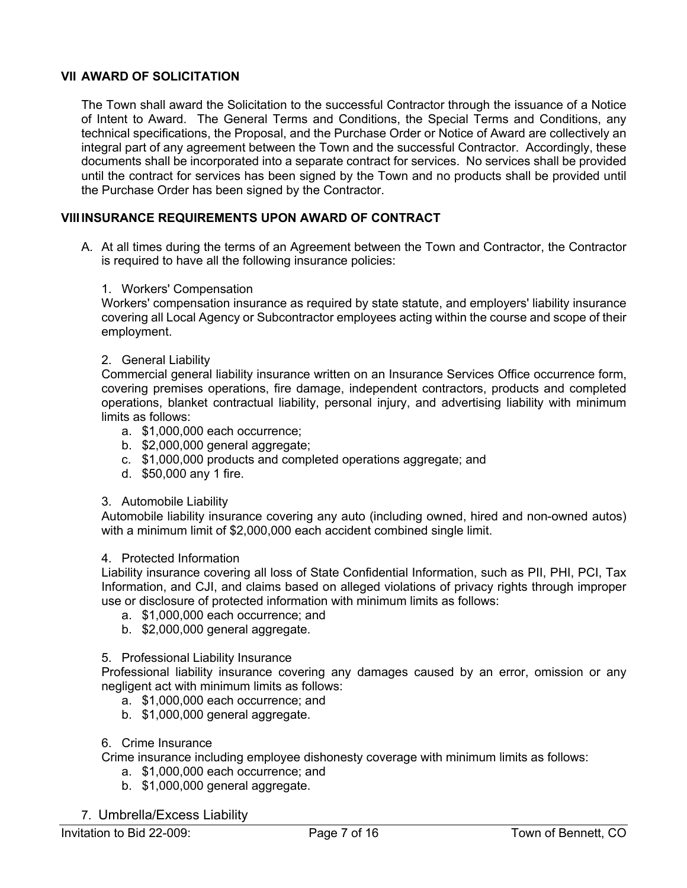## VII AWARD OF SOLICITATION

The Town shall award the Solicitation to the successful Contractor through the issuance of a Notice of Intent to Award. The General Terms and Conditions, the Special Terms and Conditions, any technical specifications, the Proposal, and the Purchase Order or Notice of Award are collectively an integral part of any agreement between the Town and the successful Contractor. Accordingly, these documents shall be incorporated into a separate contract for services. No services shall be provided until the contract for services has been signed by the Town and no products shall be provided until the Purchase Order has been signed by the Contractor.

## VIII INSURANCE REQUIREMENTS UPON AWARD OF CONTRACT

A. At all times during the terms of an Agreement between the Town and Contractor, the Contractor is required to have all the following insurance policies:

1. Workers' Compensation
   Workers' compensation insurance as required by state statute, and employers' liability insurance covering all Local Agency or Subcontractor employees acting within the course and scope of their employment.

2. General Liability
   Commercial general liability insurance written on an Insurance Services Office occurrence form, covering premises operations, fire damage, independent contractors, products and completed operations, blanket contractual liability, personal injury, and advertising liability with minimum limits as follows:
   a. $1,000,000 each occurrence;
   b. $2,000,000 general aggregate;
   c. $1,000,000 products and completed operations aggregate; and
   d. $50,000 any 1 fire.

3. Automobile Liability
   Automobile liability insurance covering any auto (including owned, hired and non-owned autos) with a minimum limit of $2,000,000 each accident combined single limit.

4. Protected Information
   Liability insurance covering all loss of State Confidential Information, such as PII, PHI, PCI, Tax Information, and CJI, and claims based on alleged violations of privacy rights through improper use or disclosure of protected information with minimum limits as follows:
   a. $1,000,000 each occurrence; and
   b. $2,000,000 general aggregate.

5. Professional Liability Insurance
   Professional liability insurance covering any damages caused by an error, omission or any negligent act with minimum limits as follows:
   a. $1,000,000 each occurrence; and
   b. $1,000,000 general aggregate.

6. Crime Insurance
   Crime insurance including employee dishonesty coverage with minimum limits as follows:
   a. $1,000,000 each occurrence; and
   b. $1,000,000 general aggregate.

7. Umbrella/Excess Liability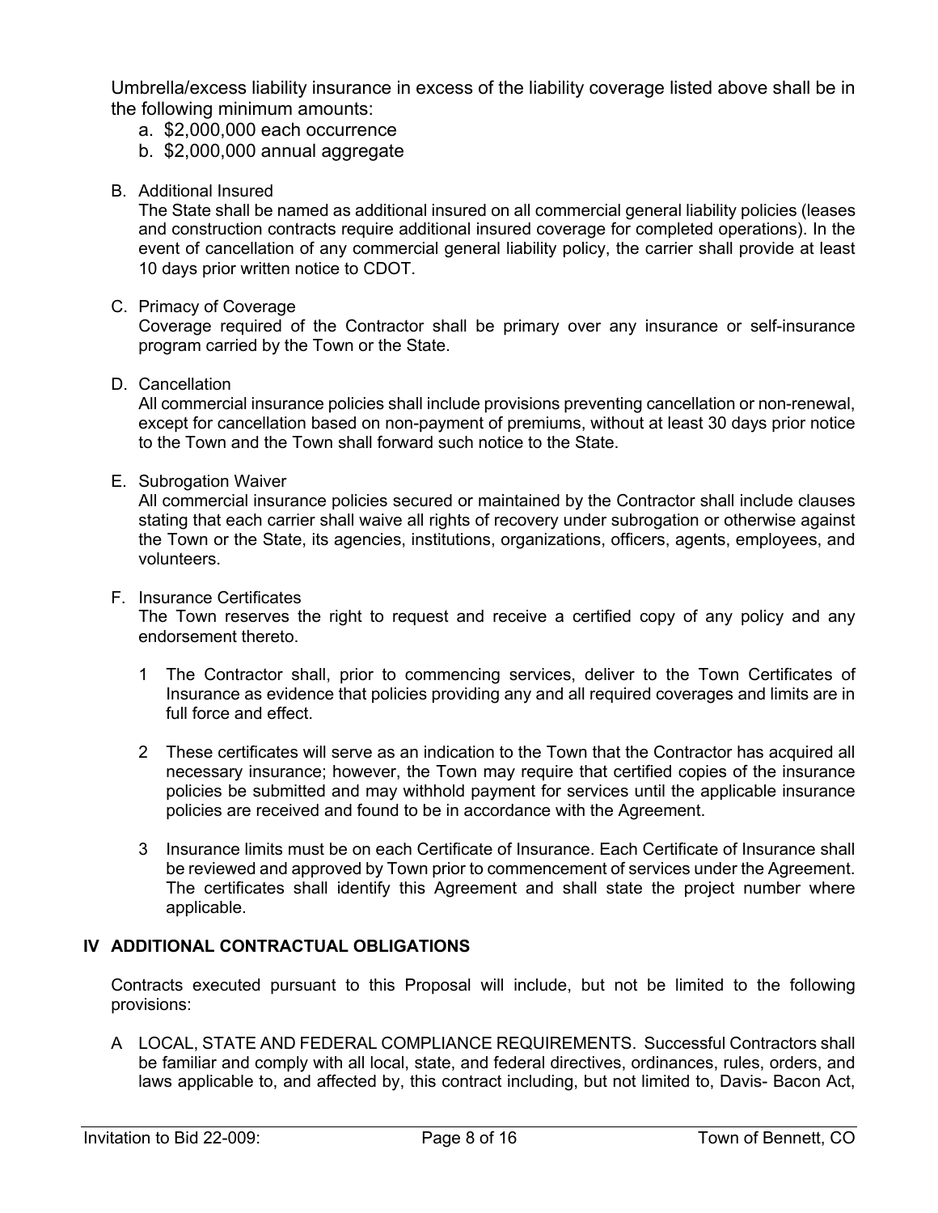Umbrella/excess liability insurance in excess of the liability coverage listed above shall be in the following minimum amounts:

a. $2,000,000 each occurrence
b. $2,000,000 annual aggregate

B. Additional Insured

The State shall be named as additional insured on all commercial general liability policies (leases and construction contracts require additional insured coverage for completed operations). In the event of cancellation of any commercial general liability policy, the carrier shall provide at least 10 days prior written notice to CDOT.

C. Primacy of Coverage

Coverage required of the Contractor shall be primary over any insurance or self-insurance program carried by the Town or the State.

D. Cancellation

All commercial insurance policies shall include provisions preventing cancellation or non-renewal, except for cancellation based on non-payment of premiums, without at least 30 days prior notice to the Town and the Town shall forward such notice to the State.

E. Subrogation Waiver

All commercial insurance policies secured or maintained by the Contractor shall include clauses stating that each carrier shall waive all rights of recovery under subrogation or otherwise against the Town or the State, its agencies, institutions, organizations, officers, agents, employees, and volunteers.

F. Insurance Certificates

The Town reserves the right to request and receive a certified copy of any policy and any endorsement thereto.

1 The Contractor shall, prior to commencing services, deliver to the Town Certificates of Insurance as evidence that policies providing any and all required coverages and limits are in full force and effect.

2 These certificates will serve as an indication to the Town that the Contractor has acquired all necessary insurance; however, the Town may require that certified copies of the insurance policies be submitted and may withhold payment for services until the applicable insurance policies are received and found to be in accordance with the Agreement.

3 Insurance limits must be on each Certificate of Insurance. Each Certificate of Insurance shall be reviewed and approved by Town prior to commencement of services under the Agreement. The certificates shall identify this Agreement and shall state the project number where applicable.

## IV ADDITIONAL CONTRACTUAL OBLIGATIONS

Contracts executed pursuant to this Proposal will include, but not be limited to the following provisions:

A LOCAL, STATE AND FEDERAL COMPLIANCE REQUIREMENTS. Successful Contractors shall be familiar and comply with all local, state, and federal directives, ordinances, rules, orders, and laws applicable to, and affected by, this contract including, but not limited to, Davis- Bacon Act,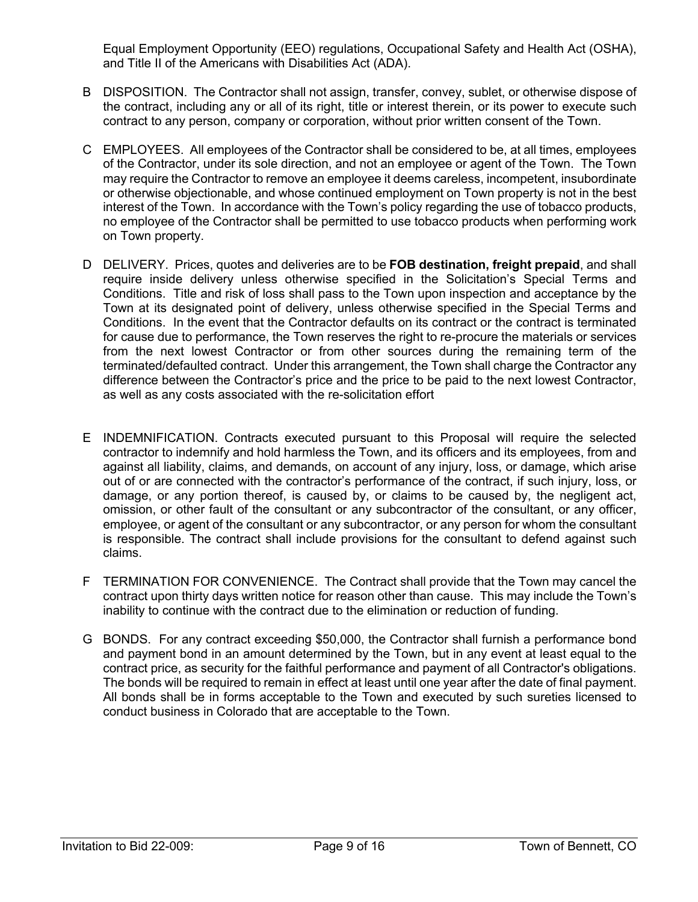Equal Employment Opportunity (EEO) regulations, Occupational Safety and Health Act (OSHA), and Title II of the Americans with Disabilities Act (ADA).

B DISPOSITION. The Contractor shall not assign, transfer, convey, sublet, or otherwise dispose of the contract, including any or all of its right, title or interest therein, or its power to execute such contract to any person, company or corporation, without prior written consent of the Town.

C EMPLOYEES. All employees of the Contractor shall be considered to be, at all times, employees of the Contractor, under its sole direction, and not an employee or agent of the Town. The Town may require the Contractor to remove an employee it deems careless, incompetent, insubordinate or otherwise objectionable, and whose continued employment on Town property is not in the best interest of the Town. In accordance with the Town's policy regarding the use of tobacco products, no employee of the Contractor shall be permitted to use tobacco products when performing work on Town property.

D DELIVERY. Prices, quotes and deliveries are to be **FOB destination, freight prepaid**, and shall require inside delivery unless otherwise specified in the Solicitation's Special Terms and Conditions. Title and risk of loss shall pass to the Town upon inspection and acceptance by the Town at its designated point of delivery, unless otherwise specified in the Special Terms and Conditions. In the event that the Contractor defaults on its contract or the contract is terminated for cause due to performance, the Town reserves the right to re-procure the materials or services from the next lowest Contractor or from other sources during the remaining term of the terminated/defaulted contract. Under this arrangement, the Town shall charge the Contractor any difference between the Contractor's price and the price to be paid to the next lowest Contractor, as well as any costs associated with the re-solicitation effort

E INDEMNIFICATION. Contracts executed pursuant to this Proposal will require the selected contractor to indemnify and hold harmless the Town, and its officers and its employees, from and against all liability, claims, and demands, on account of any injury, loss, or damage, which arise out of or are connected with the contractor's performance of the contract, if such injury, loss, or damage, or any portion thereof, is caused by, or claims to be caused by, the negligent act, omission, or other fault of the consultant or any subcontractor of the consultant, or any officer, employee, or agent of the consultant or any subcontractor, or any person for whom the consultant is responsible. The contract shall include provisions for the consultant to defend against such claims.

F TERMINATION FOR CONVENIENCE. The Contract shall provide that the Town may cancel the contract upon thirty days written notice for reason other than cause. This may include the Town's inability to continue with the contract due to the elimination or reduction of funding.

G BONDS. For any contract exceeding $50,000, the Contractor shall furnish a performance bond and payment bond in an amount determined by the Town, but in any event at least equal to the contract price, as security for the faithful performance and payment of all Contractor's obligations. The bonds will be required to remain in effect at least until one year after the date of final payment. All bonds shall be in forms acceptable to the Town and executed by such sureties licensed to conduct business in Colorado that are acceptable to the Town.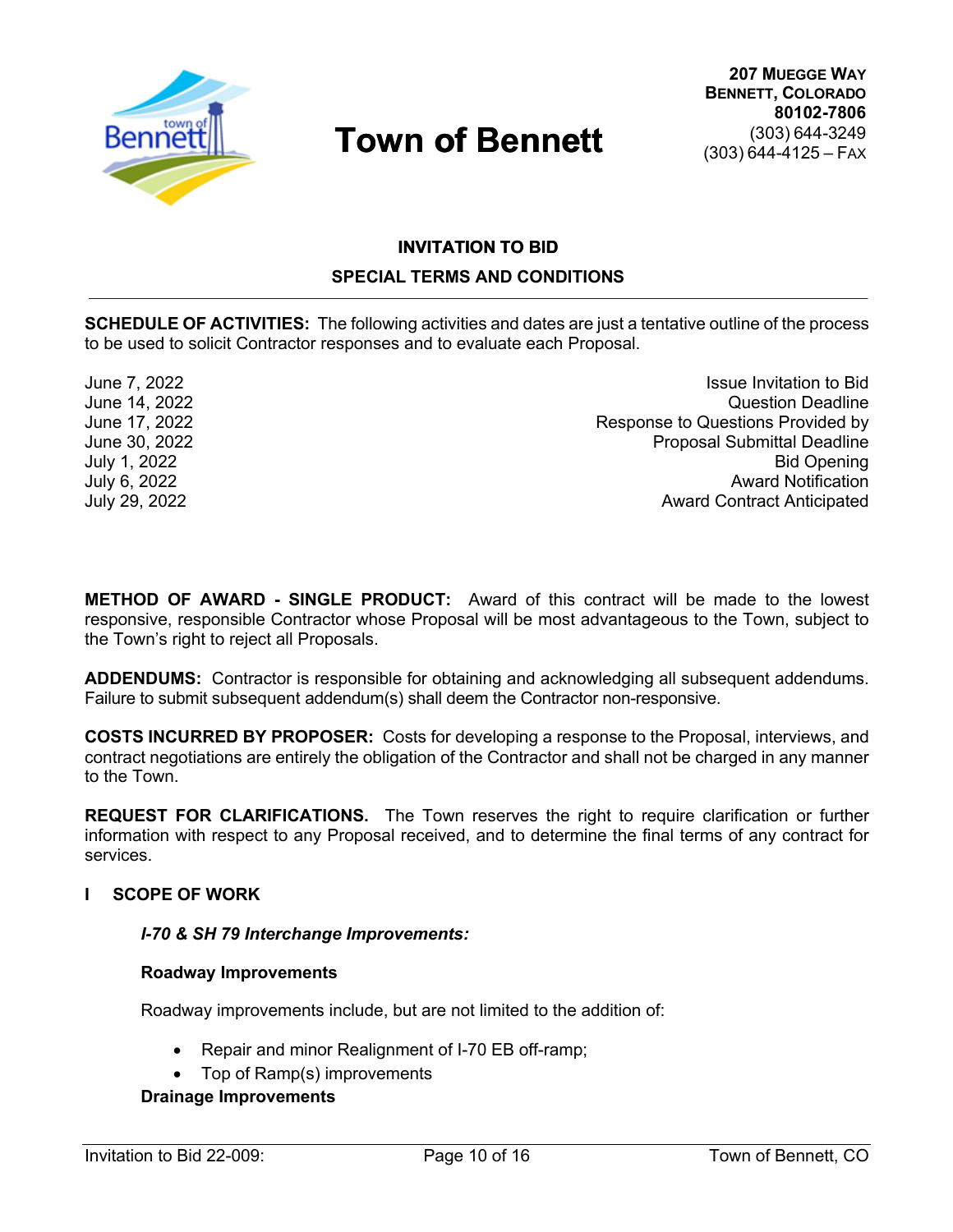# Town of Bennett

**207 Muegge Way**
**Bennett, Colorado**
**80102-7806**
(303) 644-3249
(303) 644-4125 – Fax

## INVITATION TO BID

## SPECIAL TERMS AND CONDITIONS

**SCHEDULE OF ACTIVITIES:** The following activities and dates are just a tentative outline of the process to be used to solicit Contractor responses and to evaluate each Proposal.

| Date | Activity |
|---|---|
| June 7, 2022 | Issue Invitation to Bid |
| June 14, 2022 | Question Deadline |
| June 17, 2022 | Response to Questions Provided by |
| June 30, 2022 | Proposal Submittal Deadline |
| July 1, 2022 | Bid Opening |
| July 6, 2022 | Award Notification |
| July 29, 2022 | Award Contract Anticipated |

**METHOD OF AWARD - SINGLE PRODUCT:** Award of this contract will be made to the lowest responsive, responsible Contractor whose Proposal will be most advantageous to the Town, subject to the Town's right to reject all Proposals.

**ADDENDUMS:** Contractor is responsible for obtaining and acknowledging all subsequent addendums. Failure to submit subsequent addendum(s) shall deem the Contractor non-responsive.

**COSTS INCURRED BY PROPOSER:** Costs for developing a response to the Proposal, interviews, and contract negotiations are entirely the obligation of the Contractor and shall not be charged in any manner to the Town.

**REQUEST FOR CLARIFICATIONS.** The Town reserves the right to require clarification or further information with respect to any Proposal received, and to determine the final terms of any contract for services.

## I SCOPE OF WORK

***I-70 & SH 79 Interchange Improvements:***

**Roadway Improvements**

Roadway improvements include, but are not limited to the addition of:

- Repair and minor Realignment of I-70 EB off-ramp;
- Top of Ramp(s) improvements

**Drainage Improvements**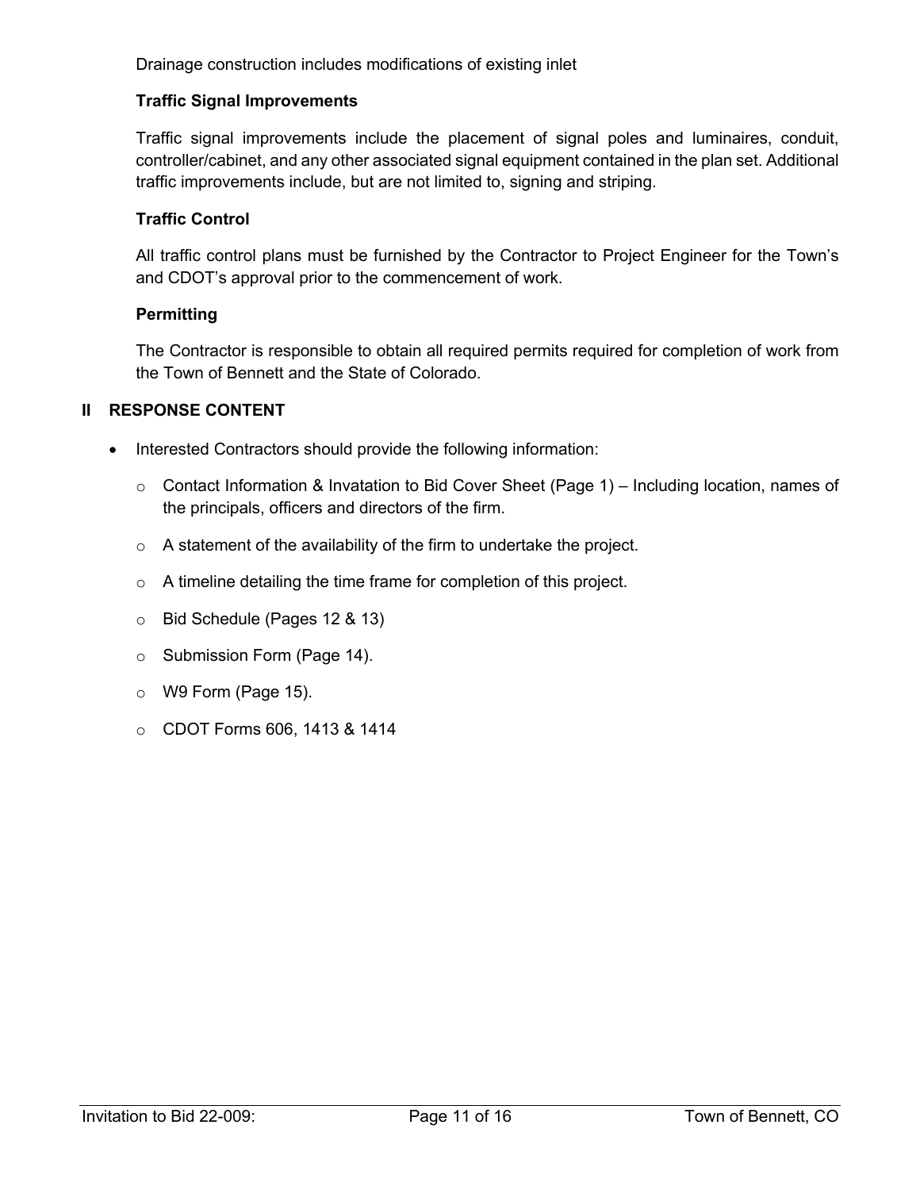Drainage construction includes modifications of existing inlet

**Traffic Signal Improvements**

Traffic signal improvements include the placement of signal poles and luminaires, conduit, controller/cabinet, and any other associated signal equipment contained in the plan set. Additional traffic improvements include, but are not limited to, signing and striping.

**Traffic Control**

All traffic control plans must be furnished by the Contractor to Project Engineer for the Town's and CDOT's approval prior to the commencement of work.

**Permitting**

The Contractor is responsible to obtain all required permits required for completion of work from the Town of Bennett and the State of Colorado.

## II RESPONSE CONTENT

- Interested Contractors should provide the following information:
  - Contact Information & Invatation to Bid Cover Sheet (Page 1) – Including location, names of the principals, officers and directors of the firm.
  - A statement of the availability of the firm to undertake the project.
  - A timeline detailing the time frame for completion of this project.
  - Bid Schedule (Pages 12 & 13)
  - Submission Form (Page 14).
  - W9 Form (Page 15).
  - CDOT Forms 606, 1413 & 1414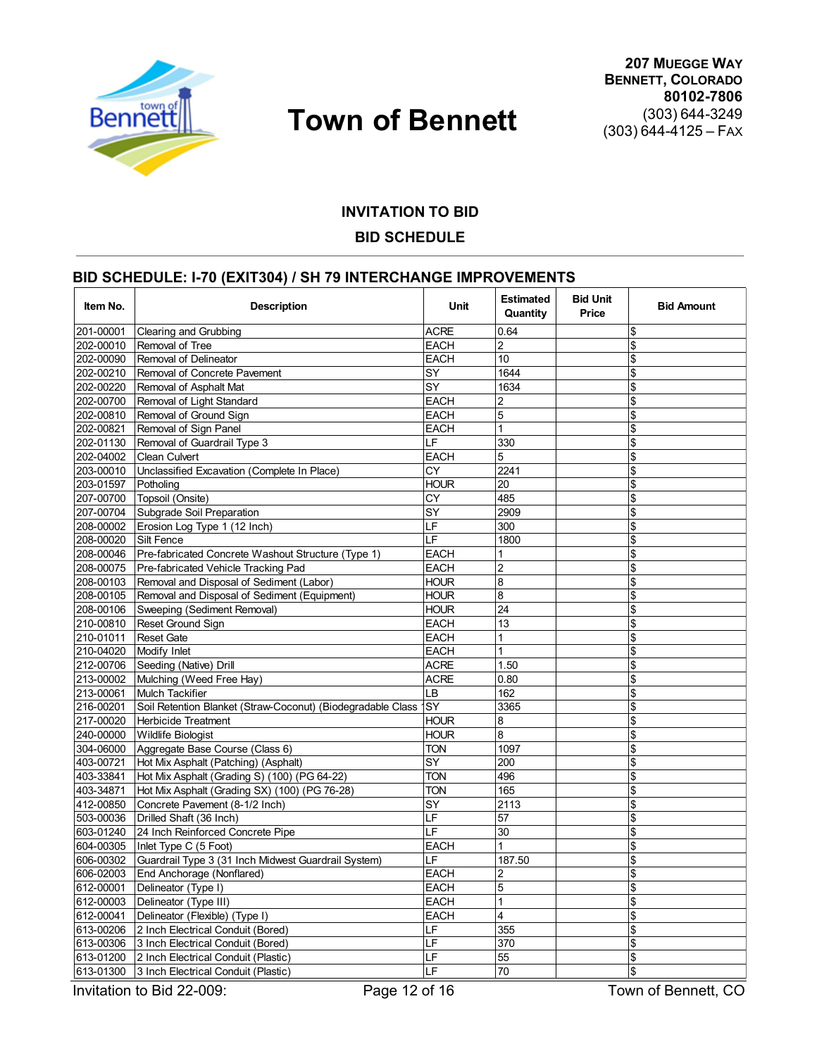# Town of Bennett

**207 Muegge Way**
**Bennett, Colorado**
**80102-7806**
(303) 644-3249
(303) 644-4125 – Fax

## INVITATION TO BID

## BID SCHEDULE

### BID SCHEDULE: I-70 (EXIT304) / SH 79 INTERCHANGE IMPROVEMENTS

| Item No. | Description | Unit | Estimated Quantity | Bid Unit Price | Bid Amount |
|---|---|---|---|---|---|
| 201-00001 | Clearing and Grubbing | ACRE | 0.64 | | $ |
| 202-00010 | Removal of Tree | EACH | 2 | | $ |
| 202-00090 | Removal of Delineator | EACH | 10 | | $ |
| 202-00210 | Removal of Concrete Pavement | SY | 1644 | | $ |
| 202-00220 | Removal of Asphalt Mat | SY | 1634 | | $ |
| 202-00700 | Removal of Light Standard | EACH | 2 | | $ |
| 202-00810 | Removal of Ground Sign | EACH | 5 | | $ |
| 202-00821 | Removal of Sign Panel | EACH | 1 | | $ |
| 202-01130 | Removal of Guardrail Type 3 | LF | 330 | | $ |
| 202-04002 | Clean Culvert | EACH | 5 | | $ |
| 203-00010 | Unclassified Excavation (Complete In Place) | CY | 2241 | | $ |
| 203-01597 | Potholing | HOUR | 20 | | $ |
| 207-00700 | Topsoil (Onsite) | CY | 485 | | $ |
| 207-00704 | Subgrade Soil Preparation | SY | 2909 | | $ |
| 208-00002 | Erosion Log Type 1 (12 Inch) | LF | 300 | | $ |
| 208-00020 | Silt Fence | LF | 1800 | | $ |
| 208-00046 | Pre-fabricated Concrete Washout Structure (Type 1) | EACH | 1 | | $ |
| 208-00075 | Pre-fabricated Vehicle Tracking Pad | EACH | 2 | | $ |
| 208-00103 | Removal and Disposal of Sediment (Labor) | HOUR | 8 | | $ |
| 208-00105 | Removal and Disposal of Sediment (Equipment) | HOUR | 8 | | $ |
| 208-00106 | Sweeping (Sediment Removal) | HOUR | 24 | | $ |
| 210-00810 | Reset Ground Sign | EACH | 13 | | $ |
| 210-01011 | Reset Gate | EACH | 1 | | $ |
| 210-04020 | Modify Inlet | EACH | 1 | | $ |
| 212-00706 | Seeding (Native) Drill | ACRE | 1.50 | | $ |
| 213-00002 | Mulching (Weed Free Hay) | ACRE | 0.80 | | $ |
| 213-00061 | Mulch Tackifier | LB | 162 | | $ |
| 216-00201 | Soil Retention Blanket (Straw-Coconut) (Biodegradable Class 1 | SY | 3365 | | $ |
| 217-00020 | Herbicide Treatment | HOUR | 8 | | $ |
| 240-00000 | Wildlife Biologist | HOUR | 8 | | $ |
| 304-06000 | Aggregate Base Course (Class 6) | TON | 1097 | | $ |
| 403-00721 | Hot Mix Asphalt (Patching) (Asphalt) | SY | 200 | | $ |
| 403-33841 | Hot Mix Asphalt (Grading S) (100) (PG 64-22) | TON | 496 | | $ |
| 403-34871 | Hot Mix Asphalt (Grading SX) (100) (PG 76-28) | TON | 165 | | $ |
| 412-00850 | Concrete Pavement (8-1/2 Inch) | SY | 2113 | | $ |
| 503-00036 | Drilled Shaft (36 Inch) | LF | 57 | | $ |
| 603-01240 | 24 Inch Reinforced Concrete Pipe | LF | 30 | | $ |
| 604-00305 | Inlet Type C (5 Foot) | EACH | 1 | | $ |
| 606-00302 | Guardrail Type 3 (31 Inch Midwest Guardrail System) | LF | 187.50 | | $ |
| 606-02003 | End Anchorage (Nonflared) | EACH | 2 | | $ |
| 612-00001 | Delineator (Type I) | EACH | 5 | | $ |
| 612-00003 | Delineator (Type III) | EACH | 1 | | $ |
| 612-00041 | Delineator (Flexible) (Type I) | EACH | 4 | | $ |
| 613-00206 | 2 Inch Electrical Conduit (Bored) | LF | 355 | | $ |
| 613-00306 | 3 Inch Electrical Conduit (Bored) | LF | 370 | | $ |
| 613-01200 | 2 Inch Electrical Conduit (Plastic) | LF | 55 | | $ |
| 613-01300 | 3 Inch Electrical Conduit (Plastic) | LF | 70 | | $ |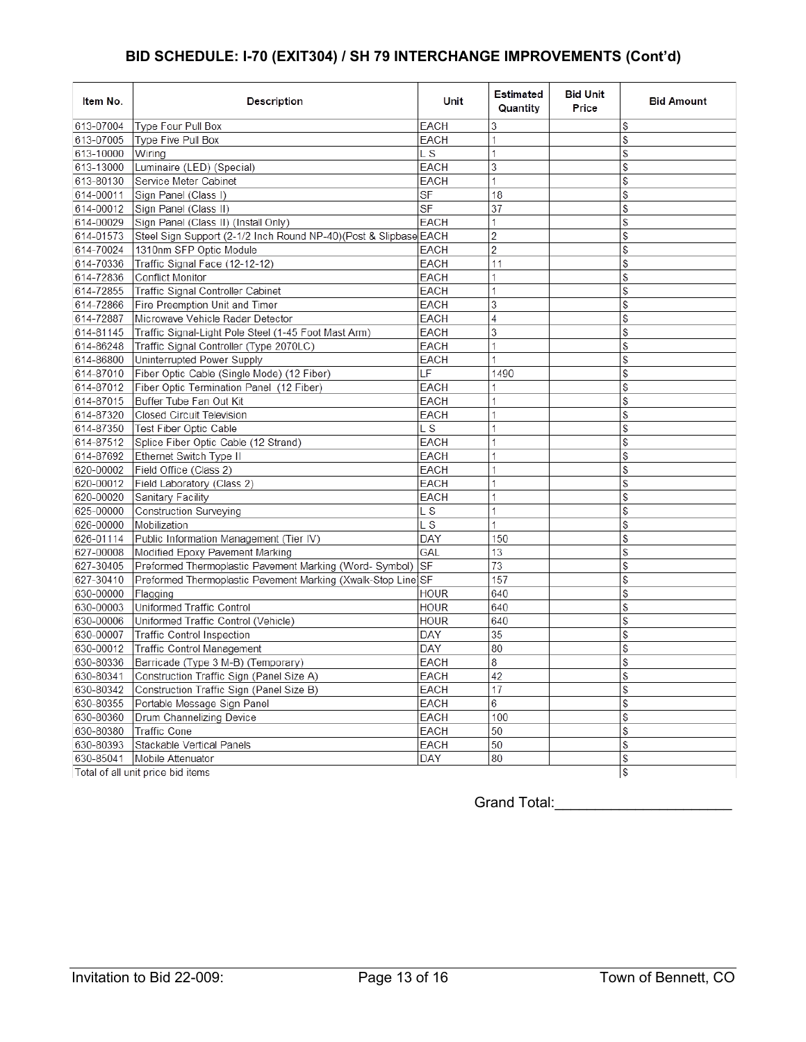## BID SCHEDULE: I-70 (EXIT304) / SH 79 INTERCHANGE IMPROVEMENTS (Cont'd)

| Item No. | Description | Unit | Estimated Quantity | Bid Unit Price | Bid Amount |
|---|---|---|---|---|---|
| 613-07004 | Type Four Pull Box | EACH | 3 | | $ |
| 613-07005 | Type Five Pull Box | EACH | 1 | | $ |
| 613-10000 | Wiring | L S | 1 | | $ |
| 613-13000 | Luminaire (LED) (Special) | EACH | 3 | | $ |
| 613-80130 | Service Meter Cabinet | EACH | 1 | | $ |
| 614-00011 | Sign Panel (Class I) | SF | 18 | | $ |
| 614-00012 | Sign Panel (Class II) | SF | 37 | | $ |
| 614-00029 | Sign Panel (Class II) (Install Only) | EACH | 1 | | $ |
| 614-01573 | Steel Sign Support (2-1/2 Inch Round NP-40)(Post & Slipbase | EACH | 2 | | $ |
| 614-70024 | 1310nm SFP Optic Module | EACH | 2 | | $ |
| 614-70336 | Traffic Signal Face (12-12-12) | EACH | 11 | | $ |
| 614-72836 | Conflict Monitor | EACH | 1 | | $ |
| 614-72855 | Traffic Signal Controller Cabinet | EACH | 1 | | $ |
| 614-72866 | Fire Preemption Unit and Timer | EACH | 3 | | $ |
| 614-72887 | Microwave Vehicle Radar Detector | EACH | 4 | | $ |
| 614-81145 | Traffic Signal-Light Pole Steel (1-45 Foot Mast Arm) | EACH | 3 | | $ |
| 614-86248 | Traffic Signal Controller (Type 2070LC) | EACH | 1 | | $ |
| 614-86800 | Uninterrupted Power Supply | EACH | 1 | | $ |
| 614-87010 | Fiber Optic Cable (Single Mode) (12 Fiber) | LF | 1490 | | $ |
| 614-87012 | Fiber Optic Termination Panel (12 Fiber) | EACH | 1 | | $ |
| 614-87015 | Buffer Tube Fan Out Kit | EACH | 1 | | $ |
| 614-87320 | Closed Circuit Television | EACH | 1 | | $ |
| 614-87350 | Test Fiber Optic Cable | L S | 1 | | $ |
| 614-87512 | Splice Fiber Optic Cable (12 Strand) | EACH | 1 | | $ |
| 614-87692 | Ethernet Switch Type II | EACH | 1 | | $ |
| 620-00002 | Field Office (Class 2) | EACH | 1 | | $ |
| 620-00012 | Field Laboratory (Class 2) | EACH | 1 | | $ |
| 620-00020 | Sanitary Facility | EACH | 1 | | $ |
| 625-00000 | Construction Surveying | L S | 1 | | $ |
| 626-00000 | Mobilization | L S | 1 | | $ |
| 626-01114 | Public Information Management (Tier IV) | DAY | 150 | | $ |
| 627-00008 | Modified Epoxy Pavement Marking | GAL | 13 | | $ |
| 627-30405 | Preformed Thermoplastic Pavement Marking (Word- Symbol) | SF | 73 | | $ |
| 627-30410 | Preformed Thermoplastic Pavement Marking (Xwalk-Stop Line | SF | 157 | | $ |
| 630-00000 | Flagging | HOUR | 640 | | $ |
| 630-00003 | Uniformed Traffic Control | HOUR | 640 | | $ |
| 630-00006 | Uniformed Traffic Control (Vehicle) | HOUR | 640 | | $ |
| 630-00007 | Traffic Control Inspection | DAY | 35 | | $ |
| 630-00012 | Traffic Control Management | DAY | 80 | | $ |
| 630-80336 | Barricade (Type 3 M-B) (Temporary) | EACH | 8 | | $ |
| 630-80341 | Construction Traffic Sign (Panel Size A) | EACH | 42 | | $ |
| 630-80342 | Construction Traffic Sign (Panel Size B) | EACH | 17 | | $ |
| 630-80355 | Portable Message Sign Panel | EACH | 6 | | $ |
| 630-80360 | Drum Channelizing Device | EACH | 100 | | $ |
| 630-80380 | Traffic Cone | EACH | 50 | | $ |
| 630-80393 | Stackable Vertical Panels | EACH | 50 | | $ |
| 630-85041 | Mobile Attenuator | DAY | 80 | | $ |
| Total of all unit price bid items | | | | | $ |

Grand Total:_____________________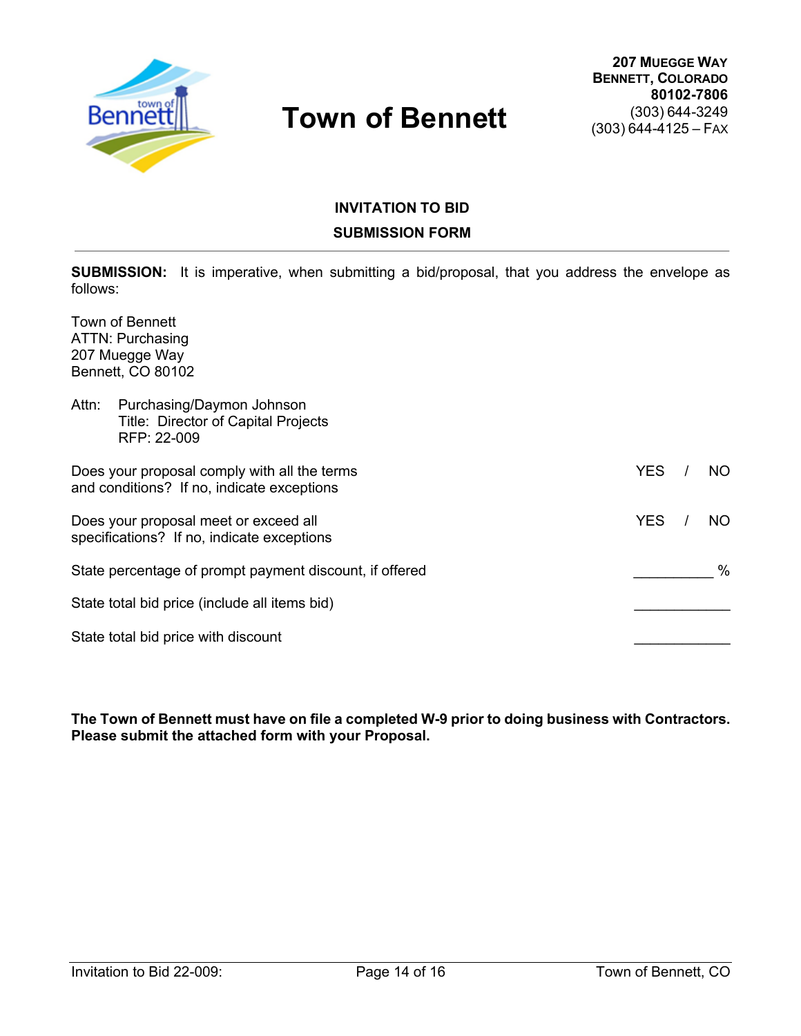# Town of Bennett

**207 MUEGGE WAY**
**BENNETT, COLORADO**
**80102-7806**
(303) 644-3249
(303) 644-4125 – FAX

## INVITATION TO BID

## SUBMISSION FORM

---

**SUBMISSION:** It is imperative, when submitting a bid/proposal, that you address the envelope as follows:

Town of Bennett
ATTN: Purchasing
207 Muegge Way
Bennett, CO 80102

Attn: Purchasing/Daymon Johnson
Title: Director of Capital Projects
RFP: 22-009

Does your proposal comply with all the terms and conditions? If no, indicate exceptions — YES / NO

Does your proposal meet or exceed all specifications? If no, indicate exceptions — YES / NO

State percentage of prompt payment discount, if offered __________ %

State total bid price (include all items bid) ____________

State total bid price with discount ____________

**The Town of Bennett must have on file a completed W-9 prior to doing business with Contractors. Please submit the attached form with your Proposal.**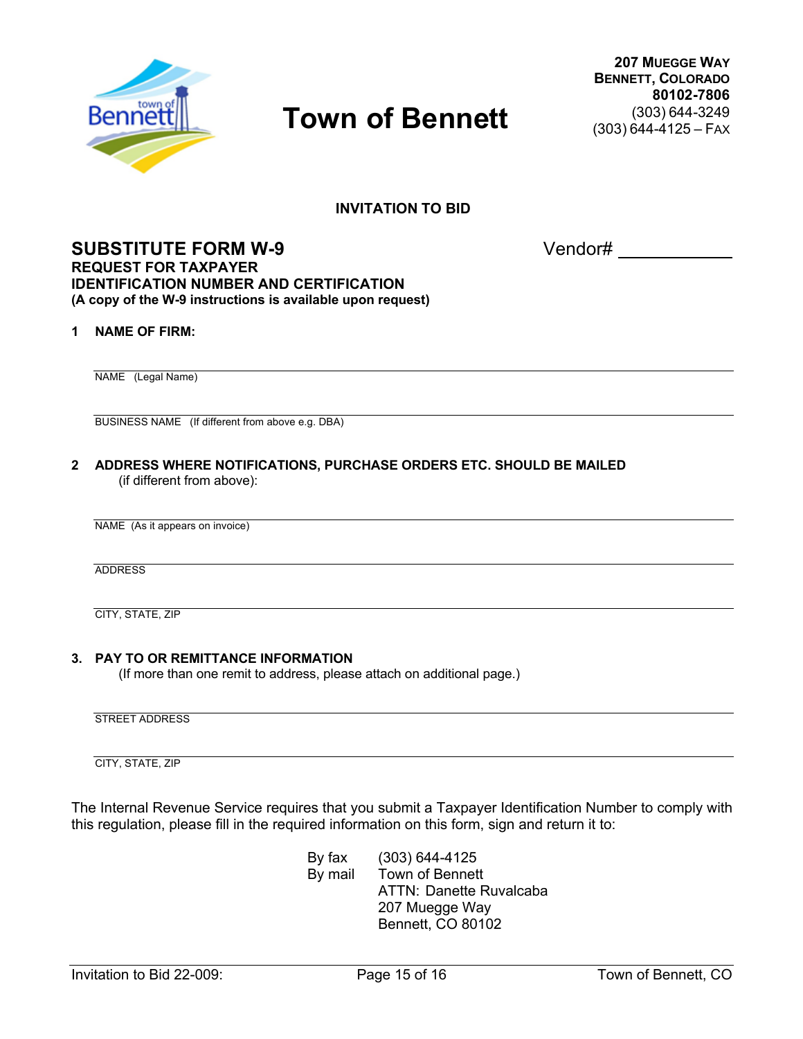# Town of Bennett

**207 Muegge Way**
**Bennett, Colorado**
**80102-7806**
(303) 644-3249
(303) 644-4125 – Fax

**INVITATION TO BID**

## SUBSTITUTE FORM W-9

Vendor# ____________

**REQUEST FOR TAXPAYER**
**IDENTIFICATION NUMBER AND CERTIFICATION**
**(A copy of the W-9 instructions is available upon request)**

**1 NAME OF FIRM:**

______________________________________________
NAME (Legal Name)

______________________________________________
BUSINESS NAME (If different from above e.g. DBA)

**2 ADDRESS WHERE NOTIFICATIONS, PURCHASE ORDERS ETC. SHOULD BE MAILED**
(if different from above):

______________________________________________
NAME (As it appears on invoice)

______________________________________________
ADDRESS

______________________________________________
CITY, STATE, ZIP

**3. PAY TO OR REMITTANCE INFORMATION**
(If more than one remit to address, please attach on additional page.)

______________________________________________
STREET ADDRESS

______________________________________________
CITY, STATE, ZIP

The Internal Revenue Service requires that you submit a Taxpayer Identification Number to comply with this regulation, please fill in the required information on this form, sign and return it to:

By fax (303) 644-4125
By mail Town of Bennett
ATTN: Danette Ruvalcaba
207 Muegge Way
Bennett, CO 80102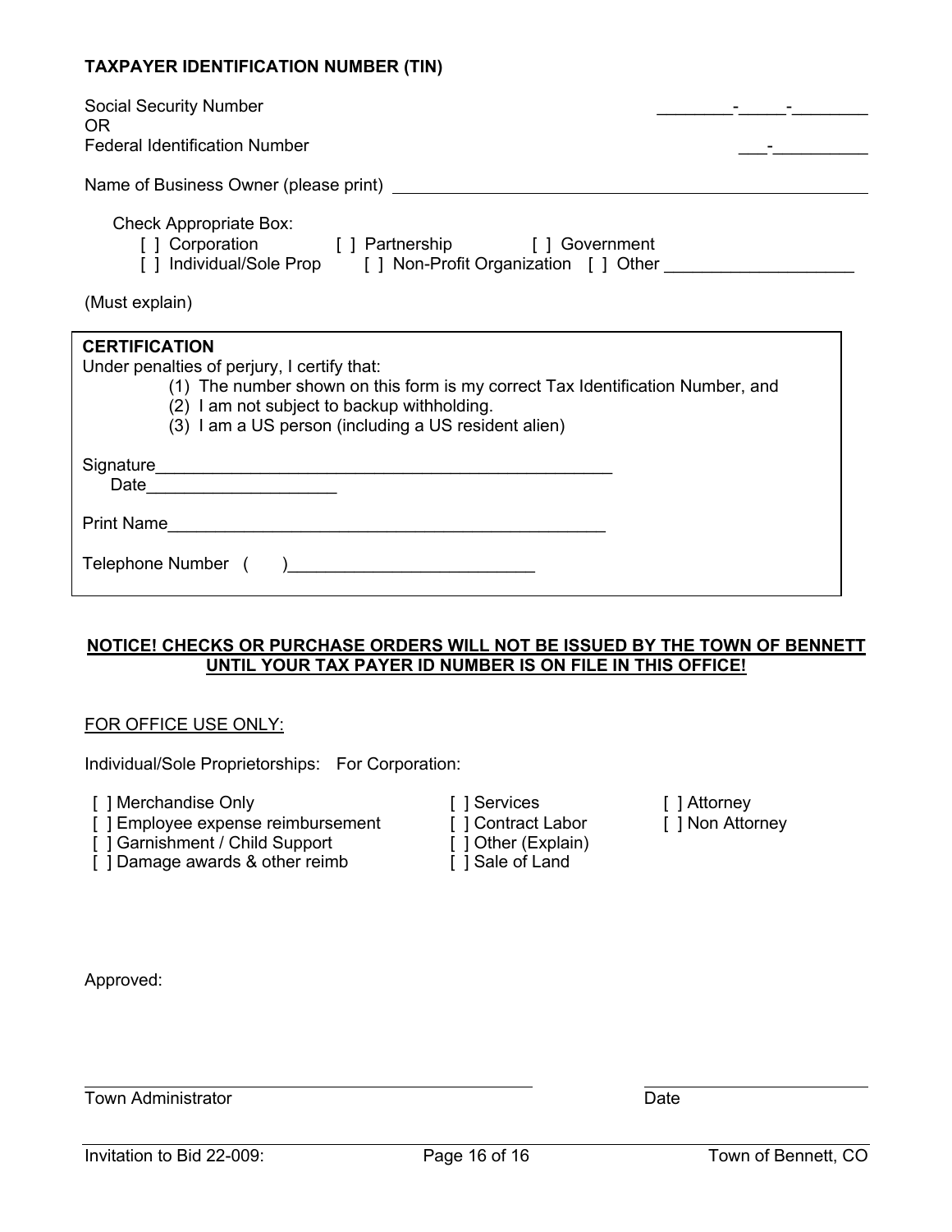**TAXPAYER IDENTIFICATION NUMBER (TIN)**

Social Security Number ________-_____-________
OR
Federal Identification Number ___-__________

Name of Business Owner (please print) ____________________________________________________

Check Appropriate Box:
[ ] Corporation [ ] Partnership [ ] Government
[ ] Individual/Sole Prop [ ] Non-Profit Organization [ ] Other ___________________

(Must explain)

**CERTIFICATION**
Under penalties of perjury, I certify that:
(1) The number shown on this form is my correct Tax Identification Number, and
(2) I am not subject to backup withholding.
(3) I am a US person (including a US resident alien)

Signature_______________________________________________
Date____________________

Print Name_____________________________________________

Telephone Number ( )__________________________

**NOTICE! CHECKS OR PURCHASE ORDERS WILL NOT BE ISSUED BY THE TOWN OF BENNETT UNTIL YOUR TAX PAYER ID NUMBER IS ON FILE IN THIS OFFICE!**

FOR OFFICE USE ONLY:

Individual/Sole Proprietorships: For Corporation:

[ ] Merchandise Only
[ ] Employee expense reimbursement
[ ] Garnishment / Child Support
[ ] Damage awards & other reimb

[ ] Services
[ ] Contract Labor
[ ] Other (Explain)
[ ] Sale of Land

[ ] Attorney
[ ] Non Attorney

Approved:

_______________________________________ _______________________
Town Administrator Date